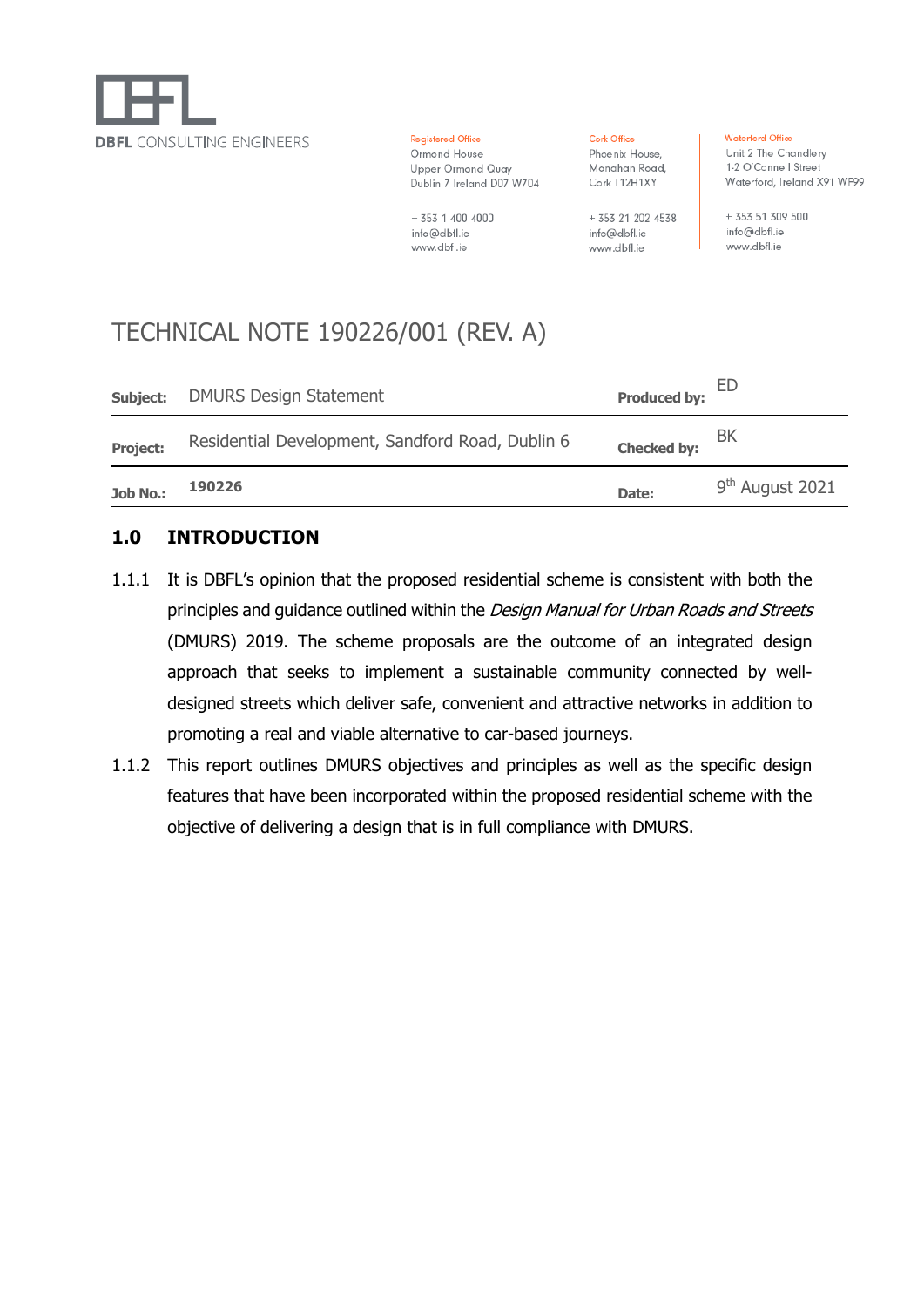DBFL CONSULTING ENGINEERS

Registered Office
Ormond House
Upper Ormond Quay
Dublin 7 Ireland D07 W704

+ 353 1 400 4000
info@dbfl.ie
www.dbfl.ie

Cork Office
Phoenix House,
Monahan Road,
Cork T12H1XY

+ 353 21 202 4538
info@dbfl.ie
www.dbfl.ie

Waterford Office
Unit 2 The Chandlery
1-2 O'Connell Street
Waterford, Ireland X91 WF99

+ 353 51 309 500
info@dbfl.ie
www.dbfl.ie

# TECHNICAL NOTE 190226/001 (REV. A)

| | | | |
|---|---|---|---|
| **Subject:** | DMURS Design Statement | **Produced by:** | ED |
| **Project:** | Residential Development, Sandford Road, Dublin 6 | **Checked by:** | BK |
| **Job No.:** | **190226** | **Date:** | 9th August 2021 |

## 1.0 INTRODUCTION

1.1.1 It is DBFL's opinion that the proposed residential scheme is consistent with both the principles and guidance outlined within the *Design Manual for Urban Roads and Streets* (DMURS) 2019. The scheme proposals are the outcome of an integrated design approach that seeks to implement a sustainable community connected by well-designed streets which deliver safe, convenient and attractive networks in addition to promoting a real and viable alternative to car-based journeys.

1.1.2 This report outlines DMURS objectives and principles as well as the specific design features that have been incorporated within the proposed residential scheme with the objective of delivering a design that is in full compliance with DMURS.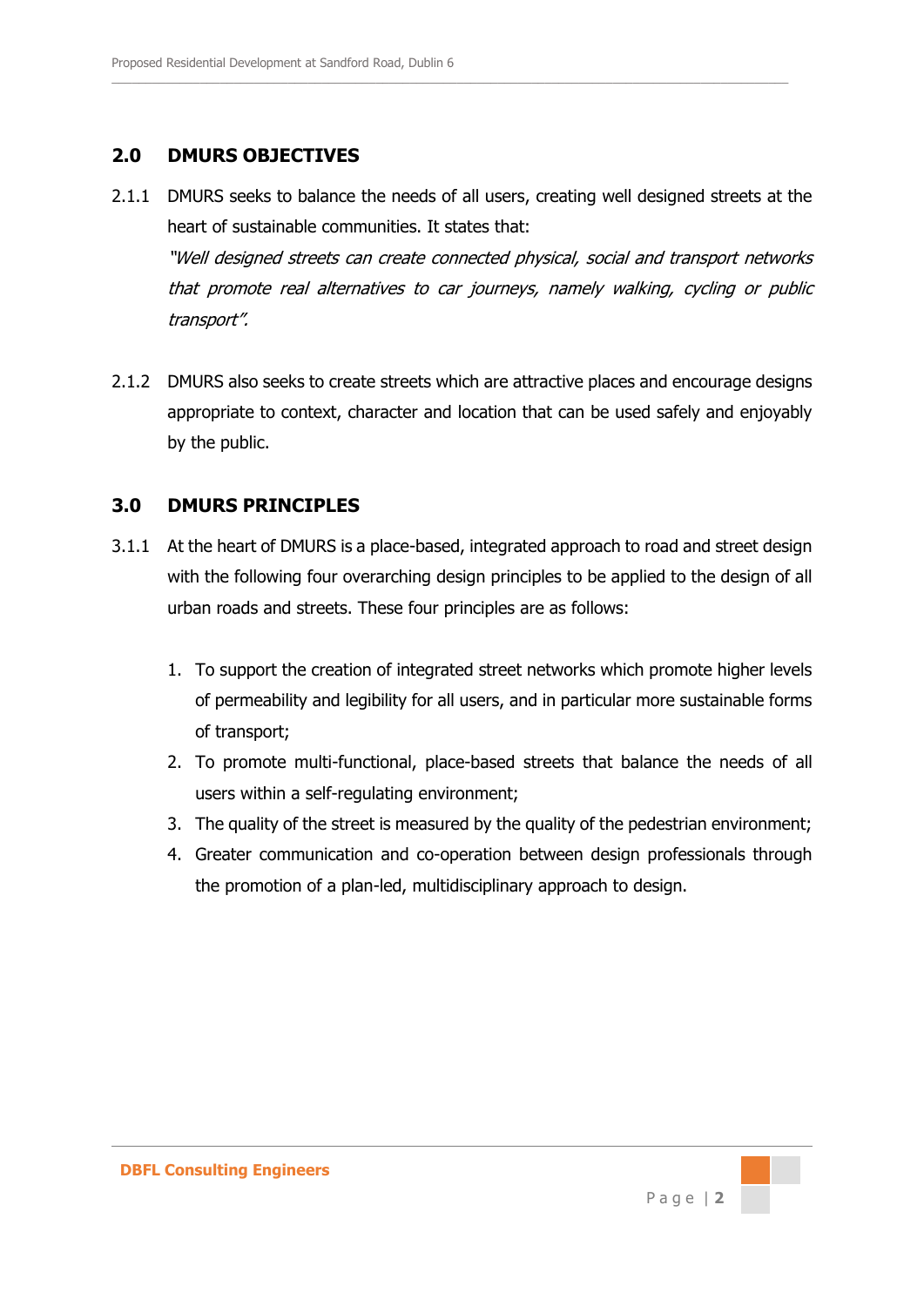## 2.0 DMURS OBJECTIVES

2.1.1 DMURS seeks to balance the needs of all users, creating well designed streets at the heart of sustainable communities. It states that:

*"Well designed streets can create connected physical, social and transport networks that promote real alternatives to car journeys, namely walking, cycling or public transport".*

2.1.2 DMURS also seeks to create streets which are attractive places and encourage designs appropriate to context, character and location that can be used safely and enjoyably by the public.

## 3.0 DMURS PRINCIPLES

3.1.1 At the heart of DMURS is a place-based, integrated approach to road and street design with the following four overarching design principles to be applied to the design of all urban roads and streets. These four principles are as follows:

1. To support the creation of integrated street networks which promote higher levels of permeability and legibility for all users, and in particular more sustainable forms of transport;
2. To promote multi-functional, place-based streets that balance the needs of all users within a self-regulating environment;
3. The quality of the street is measured by the quality of the pedestrian environment;
4. Greater communication and co-operation between design professionals through the promotion of a plan-led, multidisciplinary approach to design.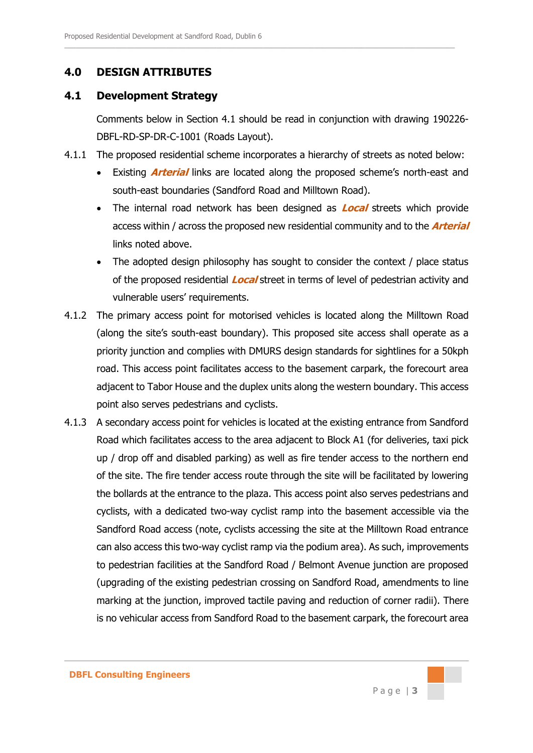## 4.0 DESIGN ATTRIBUTES

### 4.1 Development Strategy

Comments below in Section 4.1 should be read in conjunction with drawing 190226-DBFL-RD-SP-DR-C-1001 (Roads Layout).

4.1.1 The proposed residential scheme incorporates a hierarchy of streets as noted below:

- Existing ***Arterial*** links are located along the proposed scheme's north-east and south-east boundaries (Sandford Road and Milltown Road).
- The internal road network has been designed as ***Local*** streets which provide access within / across the proposed new residential community and to the ***Arterial*** links noted above.
- The adopted design philosophy has sought to consider the context / place status of the proposed residential ***Local*** street in terms of level of pedestrian activity and vulnerable users' requirements.

4.1.2 The primary access point for motorised vehicles is located along the Milltown Road (along the site's south-east boundary). This proposed site access shall operate as a priority junction and complies with DMURS design standards for sightlines for a 50kph road. This access point facilitates access to the basement carpark, the forecourt area adjacent to Tabor House and the duplex units along the western boundary. This access point also serves pedestrians and cyclists.

4.1.3 A secondary access point for vehicles is located at the existing entrance from Sandford Road which facilitates access to the area adjacent to Block A1 (for deliveries, taxi pick up / drop off and disabled parking) as well as fire tender access to the northern end of the site. The fire tender access route through the site will be facilitated by lowering the bollards at the entrance to the plaza. This access point also serves pedestrians and cyclists, with a dedicated two-way cyclist ramp into the basement accessible via the Sandford Road access (note, cyclists accessing the site at the Milltown Road entrance can also access this two-way cyclist ramp via the podium area). As such, improvements to pedestrian facilities at the Sandford Road / Belmont Avenue junction are proposed (upgrading of the existing pedestrian crossing on Sandford Road, amendments to line marking at the junction, improved tactile paving and reduction of corner radii). There is no vehicular access from Sandford Road to the basement carpark, the forecourt area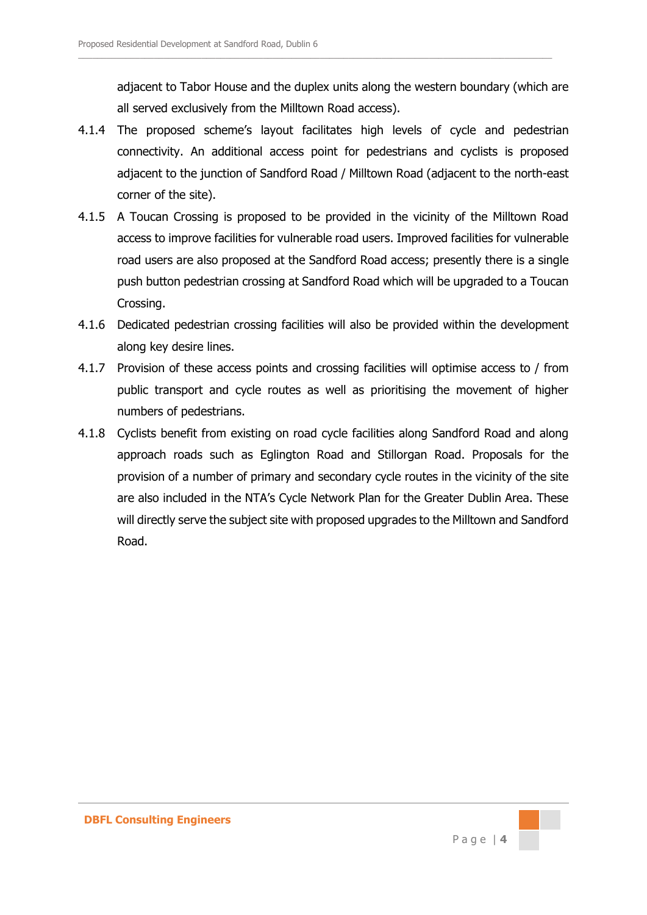adjacent to Tabor House and the duplex units along the western boundary (which are all served exclusively from the Milltown Road access).

4.1.4 The proposed scheme's layout facilitates high levels of cycle and pedestrian connectivity. An additional access point for pedestrians and cyclists is proposed adjacent to the junction of Sandford Road / Milltown Road (adjacent to the north-east corner of the site).

4.1.5 A Toucan Crossing is proposed to be provided in the vicinity of the Milltown Road access to improve facilities for vulnerable road users. Improved facilities for vulnerable road users are also proposed at the Sandford Road access; presently there is a single push button pedestrian crossing at Sandford Road which will be upgraded to a Toucan Crossing.

4.1.6 Dedicated pedestrian crossing facilities will also be provided within the development along key desire lines.

4.1.7 Provision of these access points and crossing facilities will optimise access to / from public transport and cycle routes as well as prioritising the movement of higher numbers of pedestrians.

4.1.8 Cyclists benefit from existing on road cycle facilities along Sandford Road and along approach roads such as Eglington Road and Stillorgan Road. Proposals for the provision of a number of primary and secondary cycle routes in the vicinity of the site are also included in the NTA's Cycle Network Plan for the Greater Dublin Area. These will directly serve the subject site with proposed upgrades to the Milltown and Sandford Road.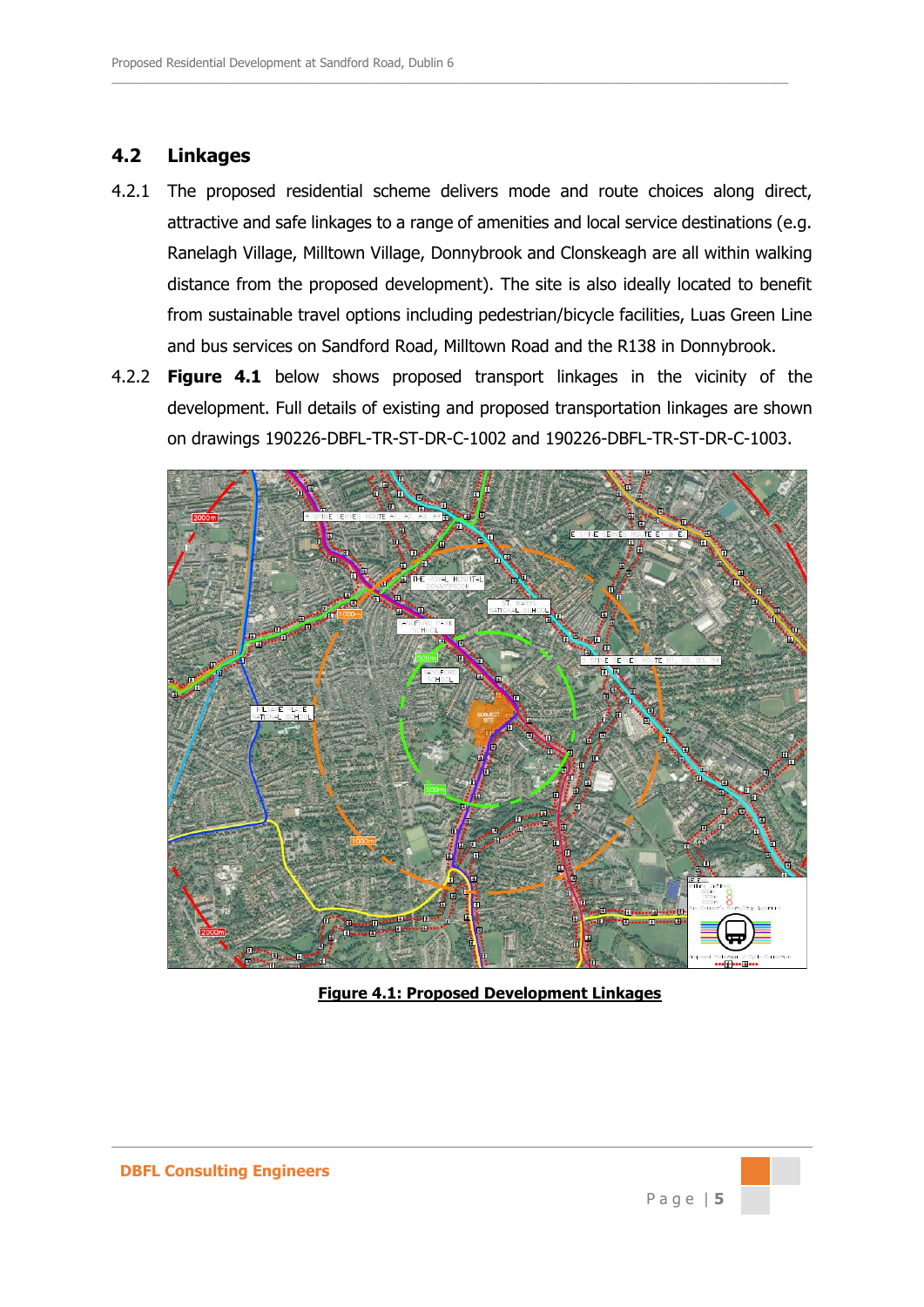## 4.2 Linkages

4.2.1 The proposed residential scheme delivers mode and route choices along direct, attractive and safe linkages to a range of amenities and local service destinations (e.g. Ranelagh Village, Milltown Village, Donnybrook and Clonskeagh are all within walking distance from the proposed development). The site is also ideally located to benefit from sustainable travel options including pedestrian/bicycle facilities, Luas Green Line and bus services on Sandford Road, Milltown Road and the R138 in Donnybrook.

4.2.2 **Figure 4.1** below shows proposed transport linkages in the vicinity of the development. Full details of existing and proposed transportation linkages are shown on drawings 190226-DBFL-TR-ST-DR-C-1002 and 190226-DBFL-TR-ST-DR-C-1003.

**Figure 4.1: Proposed Development Linkages**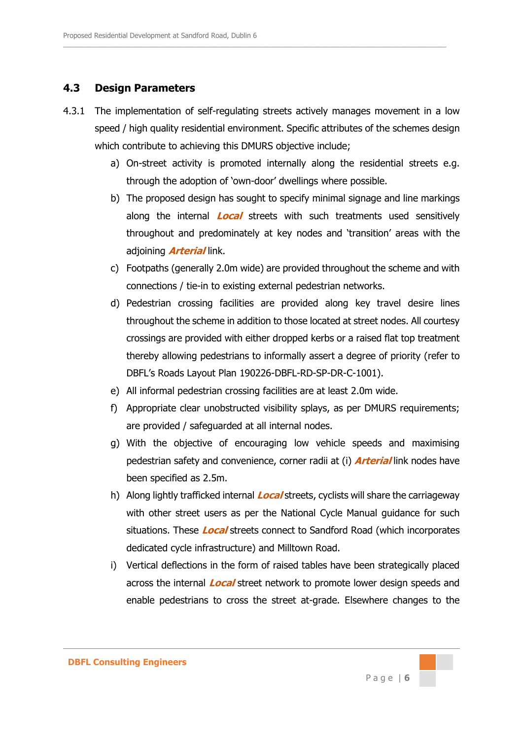## 4.3 Design Parameters

4.3.1 The implementation of self-regulating streets actively manages movement in a low speed / high quality residential environment. Specific attributes of the schemes design which contribute to achieving this DMURS objective include;

a) On-street activity is promoted internally along the residential streets e.g. through the adoption of 'own-door' dwellings where possible.

b) The proposed design has sought to specify minimal signage and line markings along the internal ***Local*** streets with such treatments used sensitively throughout and predominately at key nodes and 'transition' areas with the adjoining ***Arterial*** link.

c) Footpaths (generally 2.0m wide) are provided throughout the scheme and with connections / tie-in to existing external pedestrian networks.

d) Pedestrian crossing facilities are provided along key travel desire lines throughout the scheme in addition to those located at street nodes. All courtesy crossings are provided with either dropped kerbs or a raised flat top treatment thereby allowing pedestrians to informally assert a degree of priority (refer to DBFL's Roads Layout Plan 190226-DBFL-RD-SP-DR-C-1001).

e) All informal pedestrian crossing facilities are at least 2.0m wide.

f) Appropriate clear unobstructed visibility splays, as per DMURS requirements; are provided / safeguarded at all internal nodes.

g) With the objective of encouraging low vehicle speeds and maximising pedestrian safety and convenience, corner radii at (i) ***Arterial*** link nodes have been specified as 2.5m.

h) Along lightly trafficked internal ***Local*** streets, cyclists will share the carriageway with other street users as per the National Cycle Manual guidance for such situations. These ***Local*** streets connect to Sandford Road (which incorporates dedicated cycle infrastructure) and Milltown Road.

i) Vertical deflections in the form of raised tables have been strategically placed across the internal ***Local*** street network to promote lower design speeds and enable pedestrians to cross the street at-grade. Elsewhere changes to the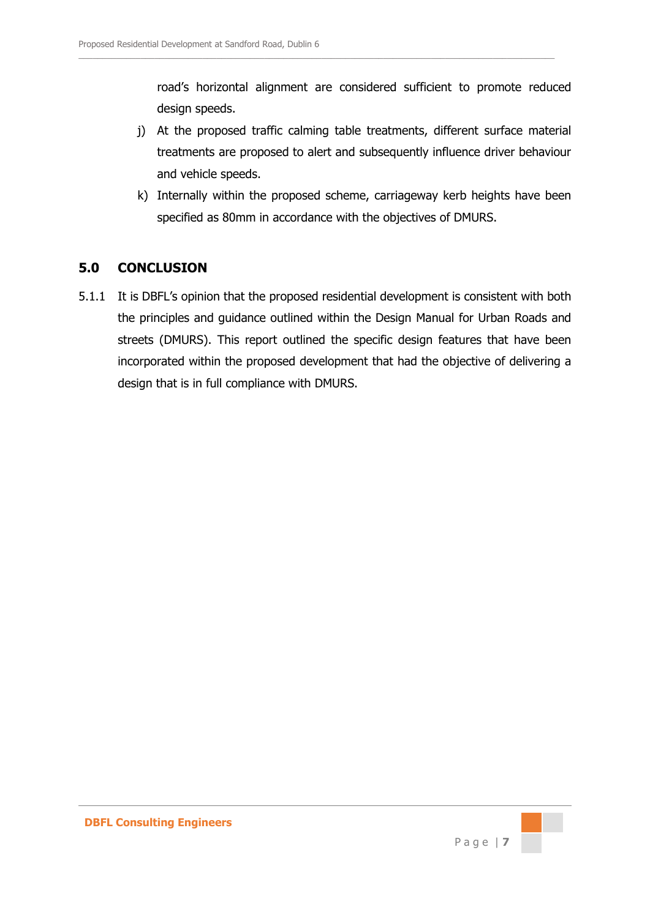road's horizontal alignment are considered sufficient to promote reduced design speeds.

j) At the proposed traffic calming table treatments, different surface material treatments are proposed to alert and subsequently influence driver behaviour and vehicle speeds.

k) Internally within the proposed scheme, carriageway kerb heights have been specified as 80mm in accordance with the objectives of DMURS.

## 5.0 CONCLUSION

5.1.1 It is DBFL's opinion that the proposed residential development is consistent with both the principles and guidance outlined within the Design Manual for Urban Roads and streets (DMURS). This report outlined the specific design features that have been incorporated within the proposed development that had the objective of delivering a design that is in full compliance with DMURS.